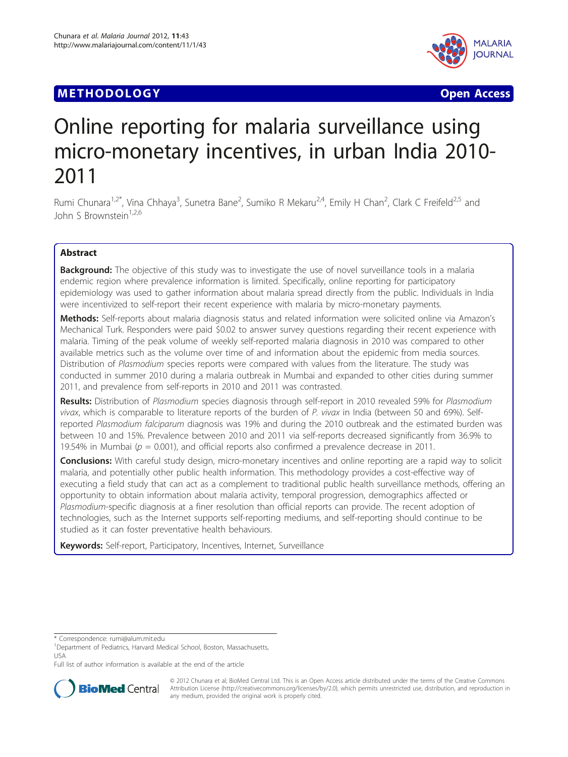METHODOLOGY Open Access

# Online reporting for malaria surveillance using micro-monetary incentives, in urban India 2010-2011

Rumi Chunara[1,2*], Vina Chhaya[3], Sunetra Bane[2], Sumiko R Mekaru[2,4], Emily H Chan[2], Clark C Freifeld[2,5] and John S Brownstein[1,2,6]

## Abstract

**Background:** The objective of this study was to investigate the use of novel surveillance tools in a malaria endemic region where prevalence information is limited. Specifically, online reporting for participatory epidemiology was used to gather information about malaria spread directly from the public. Individuals in India were incentivized to self-report their recent experience with malaria by micro-monetary payments.

**Methods:** Self-reports about malaria diagnosis status and related information were solicited online via Amazon's Mechanical Turk. Responders were paid $0.02 to answer survey questions regarding their recent experience with malaria. Timing of the peak volume of weekly self-reported malaria diagnosis in 2010 was compared to other available metrics such as the volume over time of and information about the epidemic from media sources. Distribution of *Plasmodium* species reports were compared with values from the literature. The study was conducted in summer 2010 during a malaria outbreak in Mumbai and expanded to other cities during summer 2011, and prevalence from self-reports in 2010 and 2011 was contrasted.

**Results:** Distribution of *Plasmodium* species diagnosis through self-report in 2010 revealed 59% for *Plasmodium vivax*, which is comparable to literature reports of the burden of *P. vivax* in India (between 50 and 69%). Self-reported *Plasmodium falciparum* diagnosis was 19% and during the 2010 outbreak and the estimated burden was between 10 and 15%. Prevalence between 2010 and 2011 via self-reports decreased significantly from 36.9% to 19.54% in Mumbai ($p = 0.001$), and official reports also confirmed a prevalence decrease in 2011.

**Conclusions:** With careful study design, micro-monetary incentives and online reporting are a rapid way to solicit malaria, and potentially other public health information. This methodology provides a cost-effective way of executing a field study that can act as a complement to traditional public health surveillance methods, offering an opportunity to obtain information about malaria activity, temporal progression, demographics affected or *Plasmodium*-specific diagnosis at a finer resolution than official reports can provide. The recent adoption of technologies, such as the Internet supports self-reporting mediums, and self-reporting should continue to be studied as it can foster preventative health behaviours.

**Keywords:** Self-report, Participatory, Incentives, Internet, Surveillance

---

\* Correspondence: rumi@alum.mit.edu
[1]Department of Pediatrics, Harvard Medical School, Boston, Massachusetts, USA
Full list of author information is available at the end of the article

© 2012 Chunara et al; BioMed Central Ltd. This is an Open Access article distributed under the terms of the Creative Commons Attribution License (http://creativecommons.org/licenses/by/2.0), which permits unrestricted use, distribution, and reproduction in any medium, provided the original work is properly cited.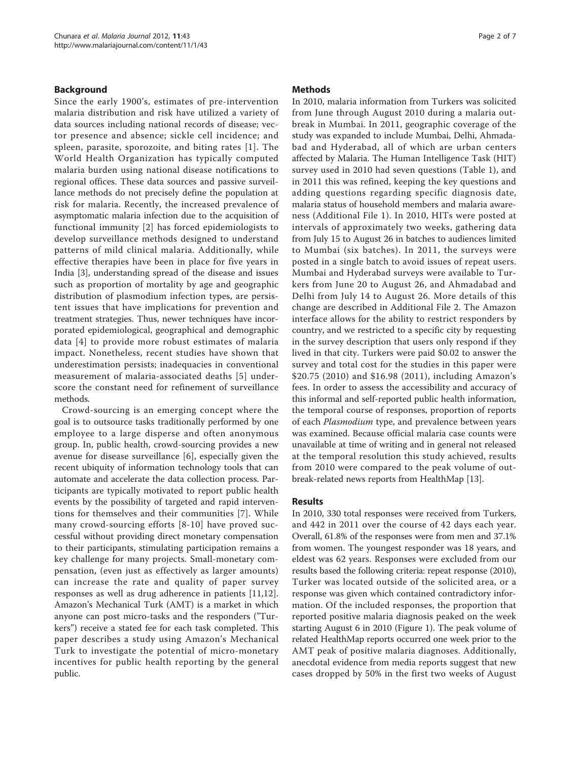## Background

Since the early 1900's, estimates of pre-intervention malaria distribution and risk have utilized a variety of data sources including national records of disease; vector presence and absence; sickle cell incidence; and spleen, parasite, sporozoite, and biting rates [1]. The World Health Organization has typically computed malaria burden using national disease notifications to regional offices. These data sources and passive surveillance methods do not precisely define the population at risk for malaria. Recently, the increased prevalence of asymptomatic malaria infection due to the acquisition of functional immunity [2] has forced epidemiologists to develop surveillance methods designed to understand patterns of mild clinical malaria. Additionally, while effective therapies have been in place for five years in India [3], understanding spread of the disease and issues such as proportion of mortality by age and geographic distribution of plasmodium infection types, are persistent issues that have implications for prevention and treatment strategies. Thus, newer techniques have incorporated epidemiological, geographical and demographic data [4] to provide more robust estimates of malaria impact. Nonetheless, recent studies have shown that underestimation persists; inadequacies in conventional measurement of malaria-associated deaths [5] underscore the constant need for refinement of surveillance methods.

Crowd-sourcing is an emerging concept where the goal is to outsource tasks traditionally performed by one employee to a large disperse and often anonymous group. In, public health, crowd-sourcing provides a new avenue for disease surveillance [6], especially given the recent ubiquity of information technology tools that can automate and accelerate the data collection process. Participants are typically motivated to report public health events by the possibility of targeted and rapid interventions for themselves and their communities [7]. While many crowd-sourcing efforts [8-10] have proved successful without providing direct monetary compensation to their participants, stimulating participation remains a key challenge for many projects. Small-monetary compensation, (even just as effectively as larger amounts) can increase the rate and quality of paper survey responses as well as drug adherence in patients [11,12]. Amazon's Mechanical Turk (AMT) is a market in which anyone can post micro-tasks and the responders ("Turkers") receive a stated fee for each task completed. This paper describes a study using Amazon's Mechanical Turk to investigate the potential of micro-monetary incentives for public health reporting by the general public.

## Methods

In 2010, malaria information from Turkers was solicited from June through August 2010 during a malaria outbreak in Mumbai. In 2011, geographic coverage of the study was expanded to include Mumbai, Delhi, Ahmadabad and Hyderabad, all of which are urban centers affected by Malaria. The Human Intelligence Task (HIT) survey used in 2010 had seven questions (Table 1), and in 2011 this was refined, keeping the key questions and adding questions regarding specific diagnosis date, malaria status of household members and malaria awareness (Additional File 1). In 2010, HITs were posted at intervals of approximately two weeks, gathering data from July 15 to August 26 in batches to audiences limited to Mumbai (six batches). In 2011, the surveys were posted in a single batch to avoid issues of repeat users. Mumbai and Hyderabad surveys were available to Turkers from June 20 to August 26, and Ahmadabad and Delhi from July 14 to August 26. More details of this change are described in Additional File 2. The Amazon interface allows for the ability to restrict responders by country, and we restricted to a specific city by requesting in the survey description that users only respond if they lived in that city. Turkers were paid $0.02 to answer the survey and total cost for the studies in this paper were $20.75 (2010) and $16.98 (2011), including Amazon's fees. In order to assess the accessibility and accuracy of this informal and self-reported public health information, the temporal course of responses, proportion of reports of each *Plasmodium* type, and prevalence between years was examined. Because official malaria case counts were unavailable at time of writing and in general not released at the temporal resolution this study achieved, results from 2010 were compared to the peak volume of outbreak-related news reports from HealthMap [13].

## Results

In 2010, 330 total responses were received from Turkers, and 442 in 2011 over the course of 42 days each year. Overall, 61.8% of the responses were from men and 37.1% from women. The youngest responder was 18 years, and eldest was 62 years. Responses were excluded from our results based the following criteria: repeat response (2010), Turker was located outside of the solicited area, or a response was given which contained contradictory information. Of the included responses, the proportion that reported positive malaria diagnosis peaked on the week starting August 6 in 2010 (Figure 1). The peak volume of related HealthMap reports occurred one week prior to the AMT peak of positive malaria diagnoses. Additionally, anecdotal evidence from media reports suggest that new cases dropped by 50% in the first two weeks of August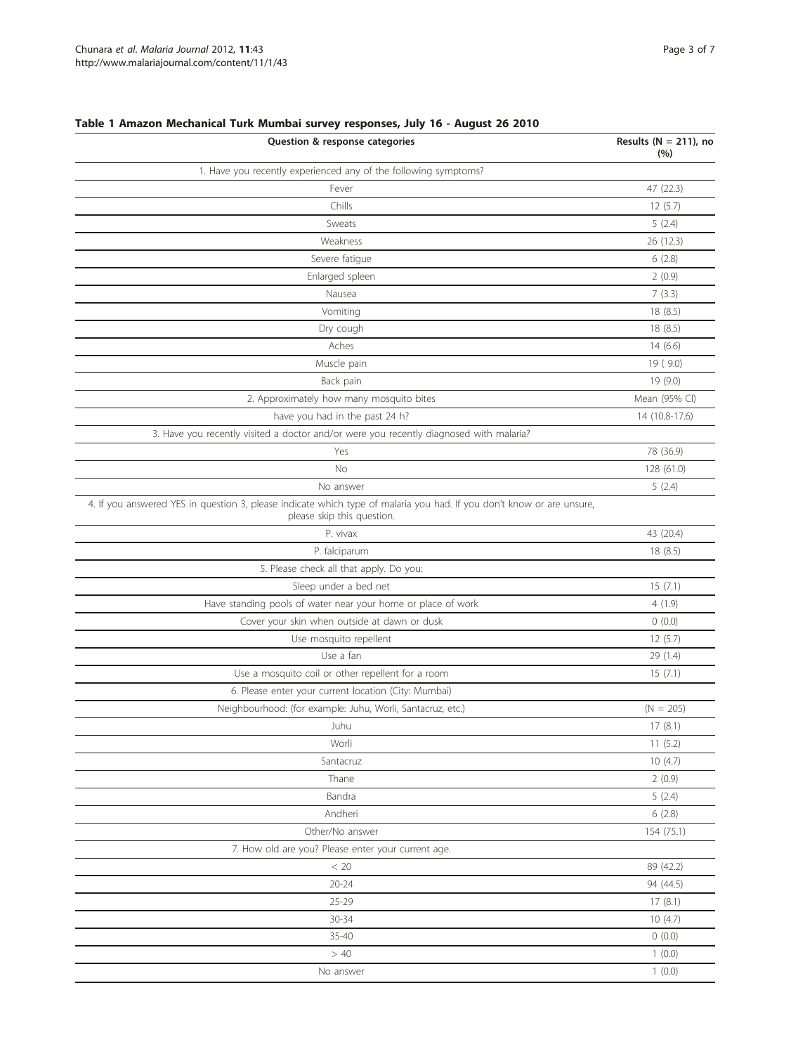**Table 1 Amazon Mechanical Turk Mumbai survey responses, July 16 - August 26 2010**

| Question & response categories | Results (N = 211), no (%) |
|---|---|
| 1. Have you recently experienced any of the following symptoms? | |
| Fever | 47 (22.3) |
| Chills | 12 (5.7) |
| Sweats | 5 (2.4) |
| Weakness | 26 (12.3) |
| Severe fatigue | 6 (2.8) |
| Enlarged spleen | 2 (0.9) |
| Nausea | 7 (3.3) |
| Vomiting | 18 (8.5) |
| Dry cough | 18 (8.5) |
| Aches | 14 (6.6) |
| Muscle pain | 19 ( 9.0) |
| Back pain | 19 (9.0) |
| 2. Approximately how many mosquito bites | Mean (95% CI) |
| have you had in the past 24 h? | 14 (10.8-17.6) |
| 3. Have you recently visited a doctor and/or were you recently diagnosed with malaria? | |
| Yes | 78 (36.9) |
| No | 128 (61.0) |
| No answer | 5 (2.4) |
| 4. If you answered YES in question 3, please indicate which type of malaria you had. If you don't know or are unsure, please skip this question. | |
| P. vivax | 43 (20.4) |
| P. falciparum | 18 (8.5) |
| 5. Please check all that apply. Do you: | |
| Sleep under a bed net | 15 (7.1) |
| Have standing pools of water near your home or place of work | 4 (1.9) |
| Cover your skin when outside at dawn or dusk | 0 (0.0) |
| Use mosquito repellent | 12 (5.7) |
| Use a fan | 29 (1.4) |
| Use a mosquito coil or other repellent for a room | 15 (7.1) |
| 6. Please enter your current location (City: Mumbai) | |
| Neighbourhood: (for example: Juhu, Worli, Santacruz, etc.) | (N = 205) |
| Juhu | 17 (8.1) |
| Worli | 11 (5.2) |
| Santacruz | 10 (4.7) |
| Thane | 2 (0.9) |
| Bandra | 5 (2.4) |
| Andheri | 6 (2.8) |
| Other/No answer | 154 (75.1) |
| 7. How old are you? Please enter your current age. | |
| < 20 | 89 (42.2) |
| 20-24 | 94 (44.5) |
| 25-29 | 17 (8.1) |
| 30-34 | 10 (4.7) |
| 35-40 | 0 (0.0) |
| > 40 | 1 (0.0) |
| No answer | 1 (0.0) |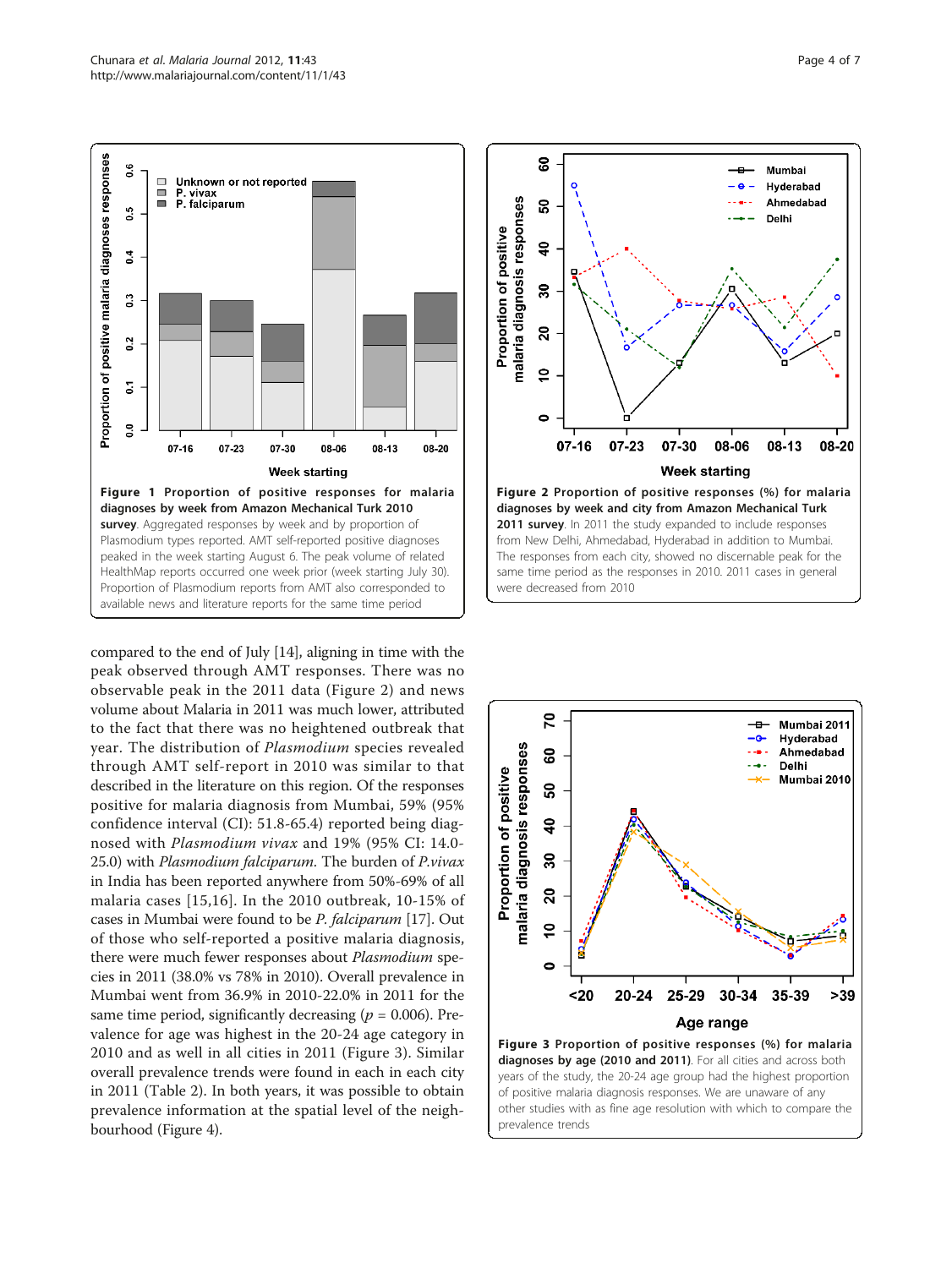**Figure 1 Proportion of positive responses for malaria diagnoses by week from Amazon Mechanical Turk 2010 survey**. Aggregated responses by week and by proportion of Plasmodium types reported. AMT self-reported positive diagnoses peaked in the week starting August 6. The peak volume of related HealthMap reports occurred one week prior (week starting July 30). Proportion of Plasmodium reports from AMT also corresponded to available news and literature reports for the same time period

**Figure 2 Proportion of positive responses (%) for malaria diagnoses by week and city from Amazon Mechanical Turk 2011 survey**. In 2011 the study expanded to include responses from New Delhi, Ahmedabad, Hyderabad in addition to Mumbai. The responses from each city, showed no discernable peak for the same time period as the responses in 2010. 2011 cases in general were decreased from 2010

compared to the end of July [14], aligning in time with the peak observed through AMT responses. There was no observable peak in the 2011 data (Figure 2) and news volume about Malaria in 2011 was much lower, attributed to the fact that there was no heightened outbreak that year. The distribution of *Plasmodium* species revealed through AMT self-report in 2010 was similar to that described in the literature on this region. Of the responses positive for malaria diagnosis from Mumbai, 59% (95% confidence interval (CI): 51.8-65.4) reported being diagnosed with *Plasmodium vivax* and 19% (95% CI: 14.0-25.0) with *Plasmodium falciparum*. The burden of *P.vivax* in India has been reported anywhere from 50%-69% of all malaria cases [15,16]. In the 2010 outbreak, 10-15% of cases in Mumbai were found to be *P. falciparum* [17]. Out of those who self-reported a positive malaria diagnosis, there were much fewer responses about *Plasmodium* species in 2011 (38.0% vs 78% in 2010). Overall prevalence in Mumbai went from 36.9% in 2010-22.0% in 2011 for the same time period, significantly decreasing ($p = 0.006$). Prevalence for age was highest in the 20-24 age category in 2010 and as well in all cities in 2011 (Figure 3). Similar overall prevalence trends were found in each in each city in 2011 (Table 2). In both years, it was possible to obtain prevalence information at the spatial level of the neighbourhood (Figure 4).

**Figure 3 Proportion of positive responses (%) for malaria diagnoses by age (2010 and 2011)**. For all cities and across both years of the study, the 20-24 age group had the highest proportion of positive malaria diagnosis responses. We are unaware of any other studies with as fine age resolution with which to compare the prevalence trends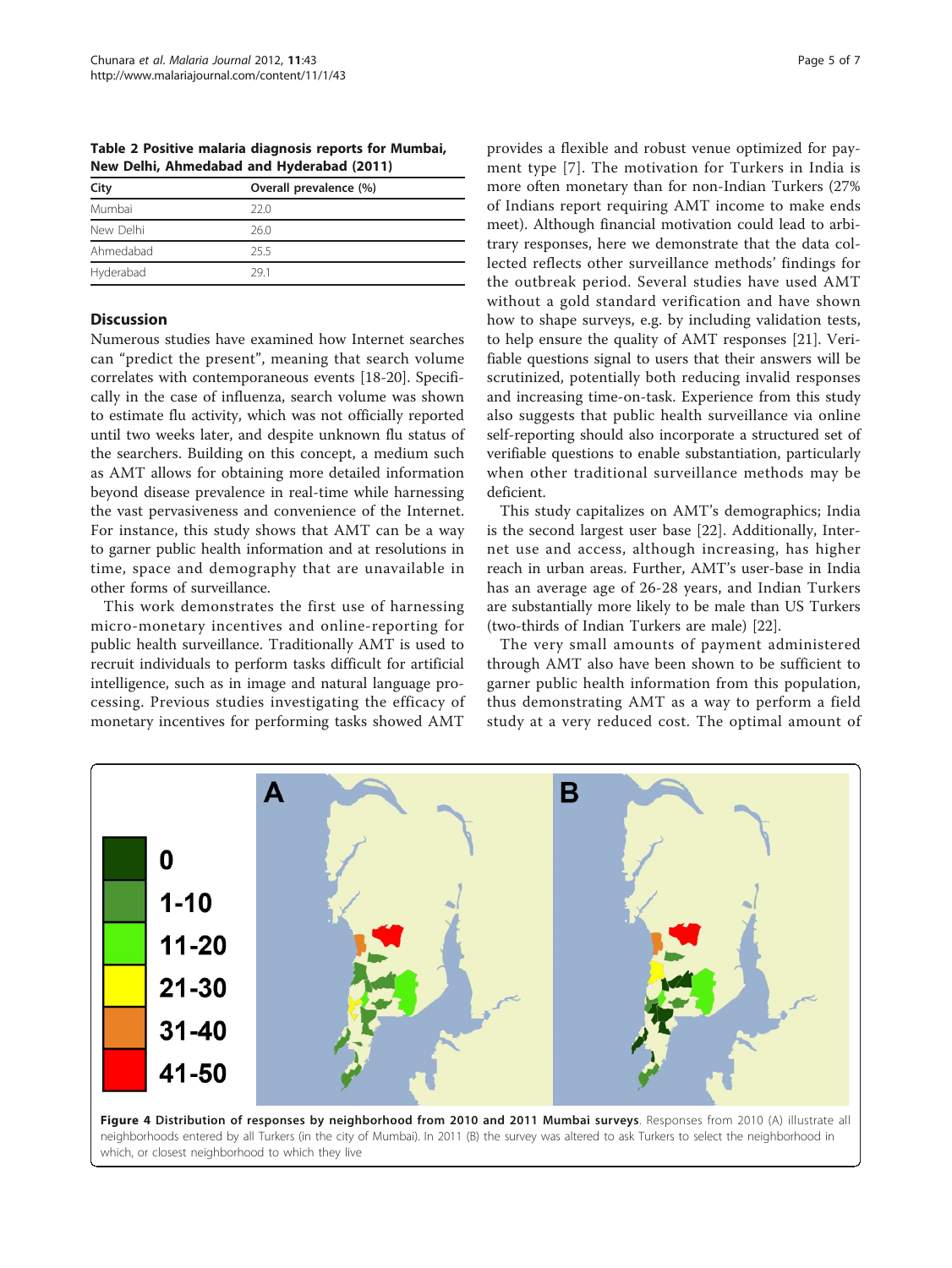**Table 2 Positive malaria diagnosis reports for Mumbai, New Delhi, Ahmedabad and Hyderabad (2011)**

| City | Overall prevalence (%) |
|---|---|
| Mumbai | 22.0 |
| New Delhi | 26.0 |
| Ahmedabad | 25.5 |
| Hyderabad | 29.1 |

## Discussion

Numerous studies have examined how Internet searches can "predict the present", meaning that search volume correlates with contemporaneous events [18-20]. Specifically in the case of influenza, search volume was shown to estimate flu activity, which was not officially reported until two weeks later, and despite unknown flu status of the searchers. Building on this concept, a medium such as AMT allows for obtaining more detailed information beyond disease prevalence in real-time while harnessing the vast pervasiveness and convenience of the Internet. For instance, this study shows that AMT can be a way to garner public health information and at resolutions in time, space and demography that are unavailable in other forms of surveillance.

This work demonstrates the first use of harnessing micro-monetary incentives and online-reporting for public health surveillance. Traditionally AMT is used to recruit individuals to perform tasks difficult for artificial intelligence, such as in image and natural language processing. Previous studies investigating the efficacy of monetary incentives for performing tasks showed AMT provides a flexible and robust venue optimized for payment type [7]. The motivation for Turkers in India is more often monetary than for non-Indian Turkers (27% of Indians report requiring AMT income to make ends meet). Although financial motivation could lead to arbitrary responses, here we demonstrate that the data collected reflects other surveillance methods' findings for the outbreak period. Several studies have used AMT without a gold standard verification and have shown how to shape surveys, e.g. by including validation tests, to help ensure the quality of AMT responses [21]. Verifiable questions signal to users that their answers will be scrutinized, potentially both reducing invalid responses and increasing time-on-task. Experience from this study also suggests that public health surveillance via online self-reporting should also incorporate a structured set of verifiable questions to enable substantiation, particularly when other traditional surveillance methods may be deficient.

This study capitalizes on AMT's demographics; India is the second largest user base [22]. Additionally, Internet use and access, although increasing, has higher reach in urban areas. Further, AMT's user-base in India has an average age of 26-28 years, and Indian Turkers are substantially more likely to be male than US Turkers (two-thirds of Indian Turkers are male) [22].

The very small amounts of payment administered through AMT also have been shown to be sufficient to garner public health information from this population, thus demonstrating AMT as a way to perform a field study at a very reduced cost. The optimal amount of

**Figure 4 Distribution of responses by neighborhood from 2010 and 2011 Mumbai surveys**. Responses from 2010 (A) illustrate all neighborhoods entered by all Turkers (in the city of Mumbai). In 2011 (B) the survey was altered to ask Turkers to select the neighborhood in which, or closest neighborhood to which they live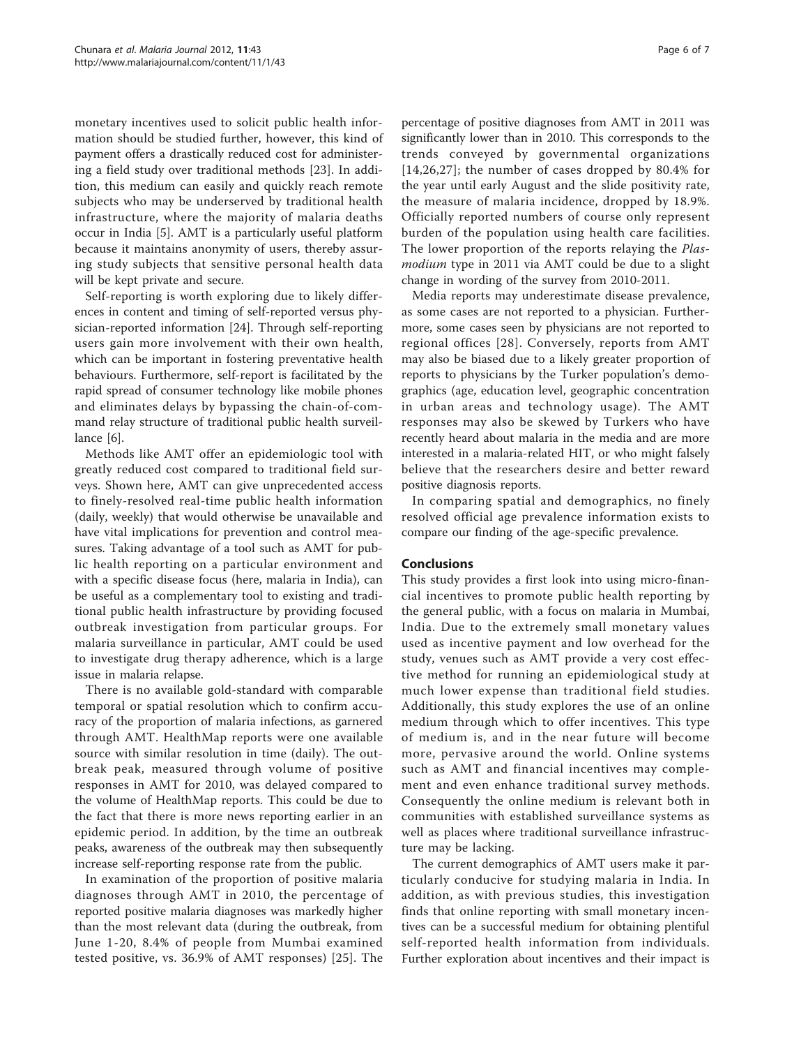monetary incentives used to solicit public health information should be studied further, however, this kind of payment offers a drastically reduced cost for administering a field study over traditional methods [23]. In addition, this medium can easily and quickly reach remote subjects who may be underserved by traditional health infrastructure, where the majority of malaria deaths occur in India [5]. AMT is a particularly useful platform because it maintains anonymity of users, thereby assuring study subjects that sensitive personal health data will be kept private and secure.

Self-reporting is worth exploring due to likely differences in content and timing of self-reported versus physician-reported information [24]. Through self-reporting users gain more involvement with their own health, which can be important in fostering preventative health behaviours. Furthermore, self-report is facilitated by the rapid spread of consumer technology like mobile phones and eliminates delays by bypassing the chain-of-command relay structure of traditional public health surveillance [6].

Methods like AMT offer an epidemiologic tool with greatly reduced cost compared to traditional field surveys. Shown here, AMT can give unprecedented access to finely-resolved real-time public health information (daily, weekly) that would otherwise be unavailable and have vital implications for prevention and control measures. Taking advantage of a tool such as AMT for public health reporting on a particular environment and with a specific disease focus (here, malaria in India), can be useful as a complementary tool to existing and traditional public health infrastructure by providing focused outbreak investigation from particular groups. For malaria surveillance in particular, AMT could be used to investigate drug therapy adherence, which is a large issue in malaria relapse.

There is no available gold-standard with comparable temporal or spatial resolution which to confirm accuracy of the proportion of malaria infections, as garnered through AMT. HealthMap reports were one available source with similar resolution in time (daily). The outbreak peak, measured through volume of positive responses in AMT for 2010, was delayed compared to the volume of HealthMap reports. This could be due to the fact that there is more news reporting earlier in an epidemic period. In addition, by the time an outbreak peaks, awareness of the outbreak may then subsequently increase self-reporting response rate from the public.

In examination of the proportion of positive malaria diagnoses through AMT in 2010, the percentage of reported positive malaria diagnoses was markedly higher than the most relevant data (during the outbreak, from June 1-20, 8.4% of people from Mumbai examined tested positive, vs. 36.9% of AMT responses) [25]. The percentage of positive diagnoses from AMT in 2011 was significantly lower than in 2010. This corresponds to the trends conveyed by governmental organizations [14,26,27]; the number of cases dropped by 80.4% for the year until early August and the slide positivity rate, the measure of malaria incidence, dropped by 18.9%. Officially reported numbers of course only represent burden of the population using health care facilities. The lower proportion of the reports relaying the *Plasmodium* type in 2011 via AMT could be due to a slight change in wording of the survey from 2010-2011.

Media reports may underestimate disease prevalence, as some cases are not reported to a physician. Furthermore, some cases seen by physicians are not reported to regional offices [28]. Conversely, reports from AMT may also be biased due to a likely greater proportion of reports to physicians by the Turker population's demographics (age, education level, geographic concentration in urban areas and technology usage). The AMT responses may also be skewed by Turkers who have recently heard about malaria in the media and are more interested in a malaria-related HIT, or who might falsely believe that the researchers desire and better reward positive diagnosis reports.

In comparing spatial and demographics, no finely resolved official age prevalence information exists to compare our finding of the age-specific prevalence.

## Conclusions

This study provides a first look into using micro-financial incentives to promote public health reporting by the general public, with a focus on malaria in Mumbai, India. Due to the extremely small monetary values used as incentive payment and low overhead for the study, venues such as AMT provide a very cost effective method for running an epidemiological study at much lower expense than traditional field studies. Additionally, this study explores the use of an online medium through which to offer incentives. This type of medium is, and in the near future will become more, pervasive around the world. Online systems such as AMT and financial incentives may complement and even enhance traditional survey methods. Consequently the online medium is relevant both in communities with established surveillance systems as well as places where traditional surveillance infrastructure may be lacking.

The current demographics of AMT users make it particularly conducive for studying malaria in India. In addition, as with previous studies, this investigation finds that online reporting with small monetary incentives can be a successful medium for obtaining plentiful self-reported health information from individuals. Further exploration about incentives and their impact is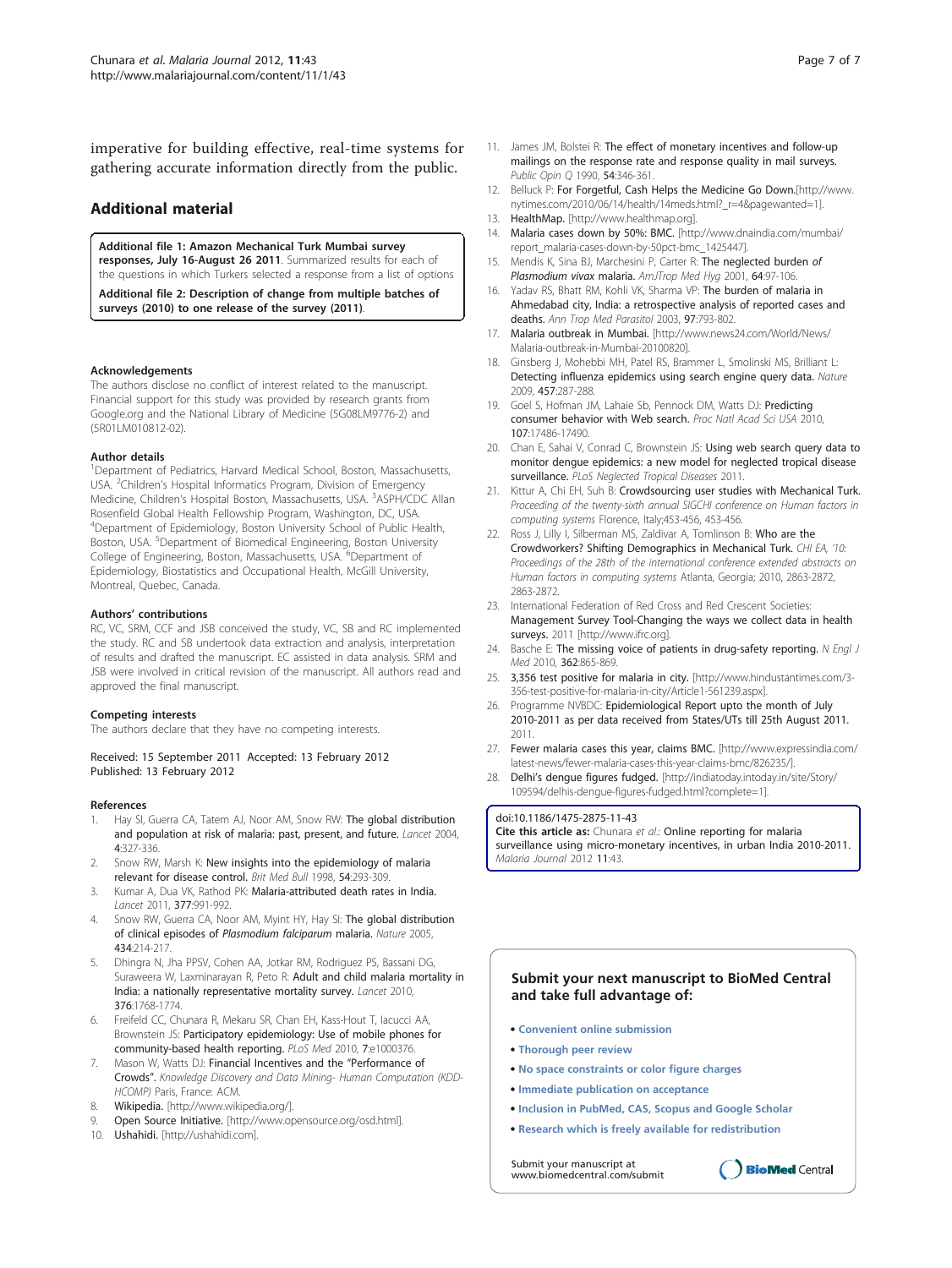imperative for building effective, real-time systems for gathering accurate information directly from the public.

## Additional material

**Additional file 1: Amazon Mechanical Turk Mumbai survey responses, July 16-August 26 2011**. Summarized results for each of the questions in which Turkers selected a response from a list of options

**Additional file 2: Description of change from multiple batches of surveys (2010) to one release of the survey (2011)**.

#### Acknowledgements

The authors disclose no conflict of interest related to the manuscript. Financial support for this study was provided by research grants from Google.org and the National Library of Medicine (5G08LM9776-2) and (5R01LM010812-02).

#### Author details

[1]Department of Pediatrics, Harvard Medical School, Boston, Massachusetts, USA. [2]Children's Hospital Informatics Program, Division of Emergency Medicine, Children's Hospital Boston, Massachusetts, USA. [3]ASPH/CDC Allan Rosenfield Global Health Fellowship Program, Washington, DC, USA. [4]Department of Epidemiology, Boston University School of Public Health, Boston, USA. [5]Department of Biomedical Engineering, Boston University College of Engineering, Boston, Massachusetts, USA. [6]Department of Epidemiology, Biostatistics and Occupational Health, McGill University, Montreal, Quebec, Canada.

#### Authors' contributions

RC, VC, SRM, CCF and JSB conceived the study, VC, SB and RC implemented the study. RC and SB undertook data extraction and analysis, interpretation of results and drafted the manuscript. EC assisted in data analysis. SRM and JSB were involved in critical revision of the manuscript. All authors read and approved the final manuscript.

#### Competing interests

The authors declare that they have no competing interests.

Received: 15 September 2011 Accepted: 13 February 2012
Published: 13 February 2012

#### References

1. Hay SI, Guerra CA, Tatem AJ, Noor AM, Snow RW: **The global distribution and population at risk of malaria: past, present, and future.** *Lancet* 2004, **4**:327-336.
2. Snow RW, Marsh K: **New insights into the epidemiology of malaria relevant for disease control.** *Brit Med Bull* 1998, **54**:293-309.
3. Kumar A, Dua VK, Rathod PK: **Malaria-attributed death rates in India.** *Lancet* 2011, **377**:991-992.
4. Snow RW, Guerra CA, Noor AM, Myint HY, Hay SI: **The global distribution of clinical episodes of *Plasmodium falciparum* malaria.** *Nature* 2005, **434**:214-217.
5. Dhingra N, Jha PPSV, Cohen AA, Jotkar RM, Rodriguez PS, Bassani DG, Suraweera W, Laxminarayan R, Peto R: **Adult and child malaria mortality in India: a nationally representative mortality survey.** *Lancet* 2010, **376**:1768-1774.
6. Freifeld CC, Chunara R, Mekaru SR, Chan EH, Kass-Hout T, Iacucci AA, Brownstein JS: **Participatory epidemiology: Use of mobile phones for community-based health reporting.** *PLoS Med* 2010, **7**:e1000376.
7. Mason W, Watts DJ: **Financial Incentives and the "Performance of Crowds".** *Knowledge Discovery and Data Mining- Human Computation (KDD-HCOMP)* Paris, France: ACM.
8. Wikipedia. [http://www.wikipedia.org/].
9. Open Source Initiative. [http://www.opensource.org/osd.html].
10. Ushahidi. [http://ushahidi.com].
11. James JM, Bolstei R: **The effect of monetary incentives and follow-up mailings on the response rate and response quality in mail surveys.** *Public Opin Q* 1990, **54**:346-361.
12. Belluck P: **For Forgetful, Cash Helps the Medicine Go Down.**[http://www.nytimes.com/2010/06/14/health/14meds.html?_r=4&pagewanted=1].
13. HealthMap. [http://www.healthmap.org].
14. **Malaria cases down by 50%: BMC.** [http://www.dnaindia.com/mumbai/report_malaria-cases-down-by-50pct-bmc_1425447].
15. Mendis K, Sina BJ, Marchesini P, Carter R: **The neglected burden of *Plasmodium vivax* malaria.** *AmJTrop Med Hyg* 2001, **64**:97-106.
16. Yadav RS, Bhatt RM, Kohli VK, Sharma VP: **The burden of malaria in Ahmedabad city, India: a retrospective analysis of reported cases and deaths.** *Ann Trop Med Parasitol* 2003, **97**:793-802.
17. **Malaria outbreak in Mumbai.** [http://www.news24.com/World/News/Malaria-outbreak-in-Mumbai-20100820].
18. Ginsberg J, Mohebbi MH, Patel RS, Brammer L, Smolinski MS, Brilliant L: **Detecting influenza epidemics using search engine query data.** *Nature* 2009, **457**:287-288.
19. Goel S, Hofman JM, Lahaie Sb, Pennock DM, Watts DJ: **Predicting consumer behavior with Web search.** *Proc Natl Acad Sci USA* 2010, **107**:17486-17490.
20. Chan E, Sahai V, Conrad C, Brownstein JS: **Using web search query data to monitor dengue epidemics: a new model for neglected tropical disease surveillance.** *PLoS Neglected Tropical Diseases* 2011.
21. Kittur A, Chi EH, Suh B: **Crowdsourcing user studies with Mechanical Turk.** *Proceeding of the twenty-sixth annual SIGCHI conference on Human factors in computing systems* Florence, Italy;453-456, 453-456.
22. Ross J, Lilly I, Silberman MS, Zaldivar A, Tomlinson B: **Who are the Crowdworkers? Shifting Demographics in Mechanical Turk.** *CHI EA, '10: Proceedings of the 28th of the international conference extended abstracts on Human factors in computing systems* Atlanta, Georgia; 2010, 2863-2872, 2863-2872.
23. International Federation of Red Cross and Red Crescent Societies: **Management Survey Tool-Changing the ways we collect data in health surveys.** 2011 [http://www.ifrc.org].
24. Basche E: **The missing voice of patients in drug-safety reporting.** *N Engl J Med* 2010, **362**:865-869.
25. **3,356 test positive for malaria in city.** [http://www.hindustantimes.com/3-356-test-positive-for-malaria-in-city/Article1-561239.aspx].
26. Programme NVBDC: **Epidemiological Report upto the month of July 2010-2011 as per data received from States/UTs till 25th August 2011.** 2011.
27. **Fewer malaria cases this year, claims BMC.** [http://www.expressindia.com/latest-news/fewer-malaria-cases-this-year-claims-bmc/826235/].
28. **Delhi's dengue figures fudged.** [http://indiatoday.intoday.in/site/Story/109594/delhis-dengue-figures-fudged.html?complete=1].

doi:10.1186/1475-2875-11-43
**Cite this article as:** Chunara *et al.*: Online reporting for malaria surveillance using micro-monetary incentives, in urban India 2010-2011. *Malaria Journal* 2012 **11**:43.

**Submit your next manuscript to BioMed Central and take full advantage of:**

- Convenient online submission
- Thorough peer review
- No space constraints or color figure charges
- Immediate publication on acceptance
- Inclusion in PubMed, CAS, Scopus and Google Scholar
- Research which is freely available for redistribution

Submit your manuscript at www.biomedcentral.com/submit

BioMed Central